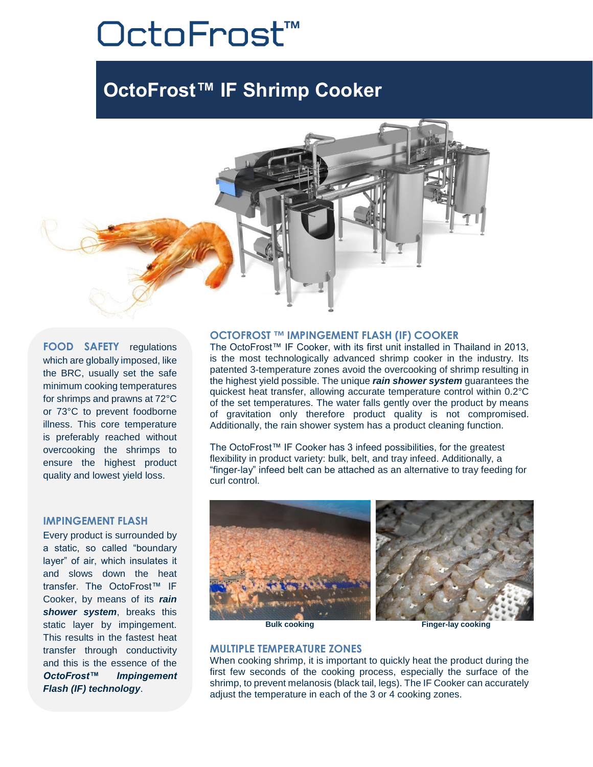# OctoFrost™

## OctoFrost™ IF Shrimp Cooker

**FOOD SAFETY** regulations which are globally imposed, like the BRC, usually set the safe minimum cooking temperatures for shrimps and prawns at 72°C or 73°C to prevent foodborne illness. This core temperature is preferably reached without overcooking the shrimps to ensure the highest product quality and lowest yield loss.

### IMPINGEMENT FLASH

Every product is surrounded by a static, so called "boundary layer" of air, which insulates it and slows down the heat transfer. The OctoFrost™ IF Cooker, by means of its ***rain shower system***, breaks this static layer by impingement. This results in the fastest heat transfer through conductivity and this is the essence of the ***OctoFrost™ Impingement Flash (IF) technology***.

### OCTOFROST ™ IMPINGEMENT FLASH (IF) COOKER

The OctoFrost™ IF Cooker, with its first unit installed in Thailand in 2013, is the most technologically advanced shrimp cooker in the industry. Its patented 3-temperature zones avoid the overcooking of shrimp resulting in the highest yield possible. The unique ***rain shower system*** guarantees the quickest heat transfer, allowing accurate temperature control within 0.2°C of the set temperatures. The water falls gently over the product by means of gravitation only therefore product quality is not compromised. Additionally, the rain shower system has a product cleaning function.

The OctoFrost™ IF Cooker has 3 infeed possibilities, for the greatest flexibility in product variety: bulk, belt, and tray infeed. Additionally, a "finger-lay" infeed belt can be attached as an alternative to tray feeding for curl control.

**Bulk cooking** **Finger-lay cooking**

### MULTIPLE TEMPERATURE ZONES

When cooking shrimp, it is important to quickly heat the product during the first few seconds of the cooking process, especially the surface of the shrimp, to prevent melanosis (black tail, legs). The IF Cooker can accurately adjust the temperature in each of the 3 or 4 cooking zones.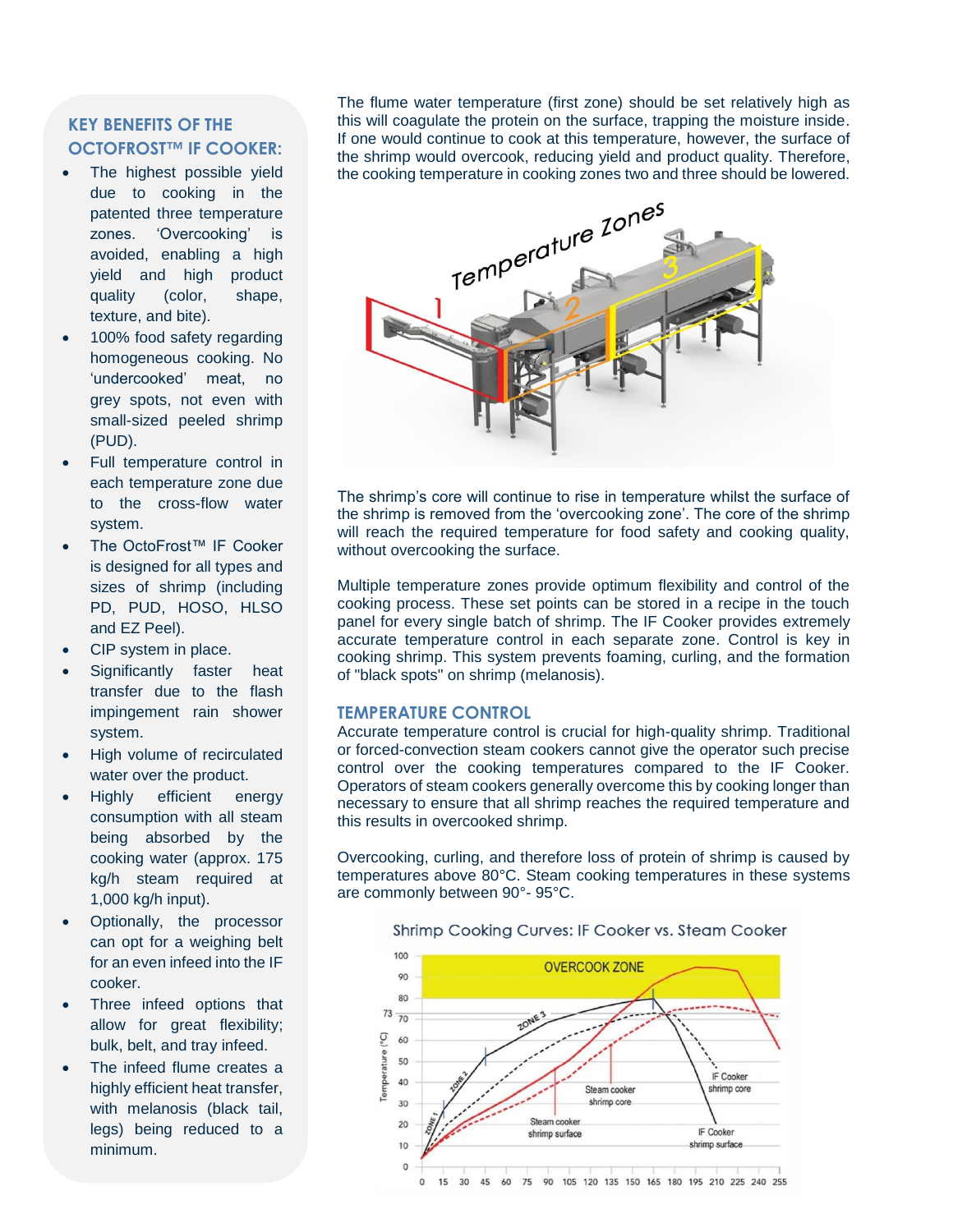## KEY BENEFITS OF THE OCTOFROST™ IF COOKER:

- The highest possible yield due to cooking in the patented three temperature zones. 'Overcooking' is avoided, enabling a high yield and high product quality (color, shape, texture, and bite).
- 100% food safety regarding homogeneous cooking. No 'undercooked' meat, no grey spots, not even with small-sized peeled shrimp (PUD).
- Full temperature control in each temperature zone due to the cross-flow water system.
- The OctoFrost™ IF Cooker is designed for all types and sizes of shrimp (including PD, PUD, HOSO, HLSO and EZ Peel).
- CIP system in place.
- Significantly faster heat transfer due to the flash impingement rain shower system.
- High volume of recirculated water over the product.
- Highly efficient energy consumption with all steam being absorbed by the cooking water (approx. 175 kg/h steam required at 1,000 kg/h input).
- Optionally, the processor can opt for a weighing belt for an even infeed into the IF cooker.
- Three infeed options that allow for great flexibility; bulk, belt, and tray infeed.
- The infeed flume creates a highly efficient heat transfer, with melanosis (black tail, legs) being reduced to a minimum.

The flume water temperature (first zone) should be set relatively high as this will coagulate the protein on the surface, trapping the moisture inside. If one would continue to cook at this temperature, however, the surface of the shrimp would overcook, reducing yield and product quality. Therefore, the cooking temperature in cooking zones two and three should be lowered.

The shrimp's core will continue to rise in temperature whilst the surface of the shrimp is removed from the 'overcooking zone'. The core of the shrimp will reach the required temperature for food safety and cooking quality, without overcooking the surface.

Multiple temperature zones provide optimum flexibility and control of the cooking process. These set points can be stored in a recipe in the touch panel for every single batch of shrimp. The IF Cooker provides extremely accurate temperature control in each separate zone. Control is key in cooking shrimp. This system prevents foaming, curling, and the formation of "black spots" on shrimp (melanosis).

## TEMPERATURE CONTROL

Accurate temperature control is crucial for high-quality shrimp. Traditional or forced-convection steam cookers cannot give the operator such precise control over the cooking temperatures compared to the IF Cooker. Operators of steam cookers generally overcome this by cooking longer than necessary to ensure that all shrimp reaches the required temperature and this results in overcooked shrimp.

Overcooking, curling, and therefore loss of protein of shrimp is caused by temperatures above 80°C. Steam cooking temperatures in these systems are commonly between 90°- 95°C.

Shrimp Cooking Curves: IF Cooker vs. Steam Cooker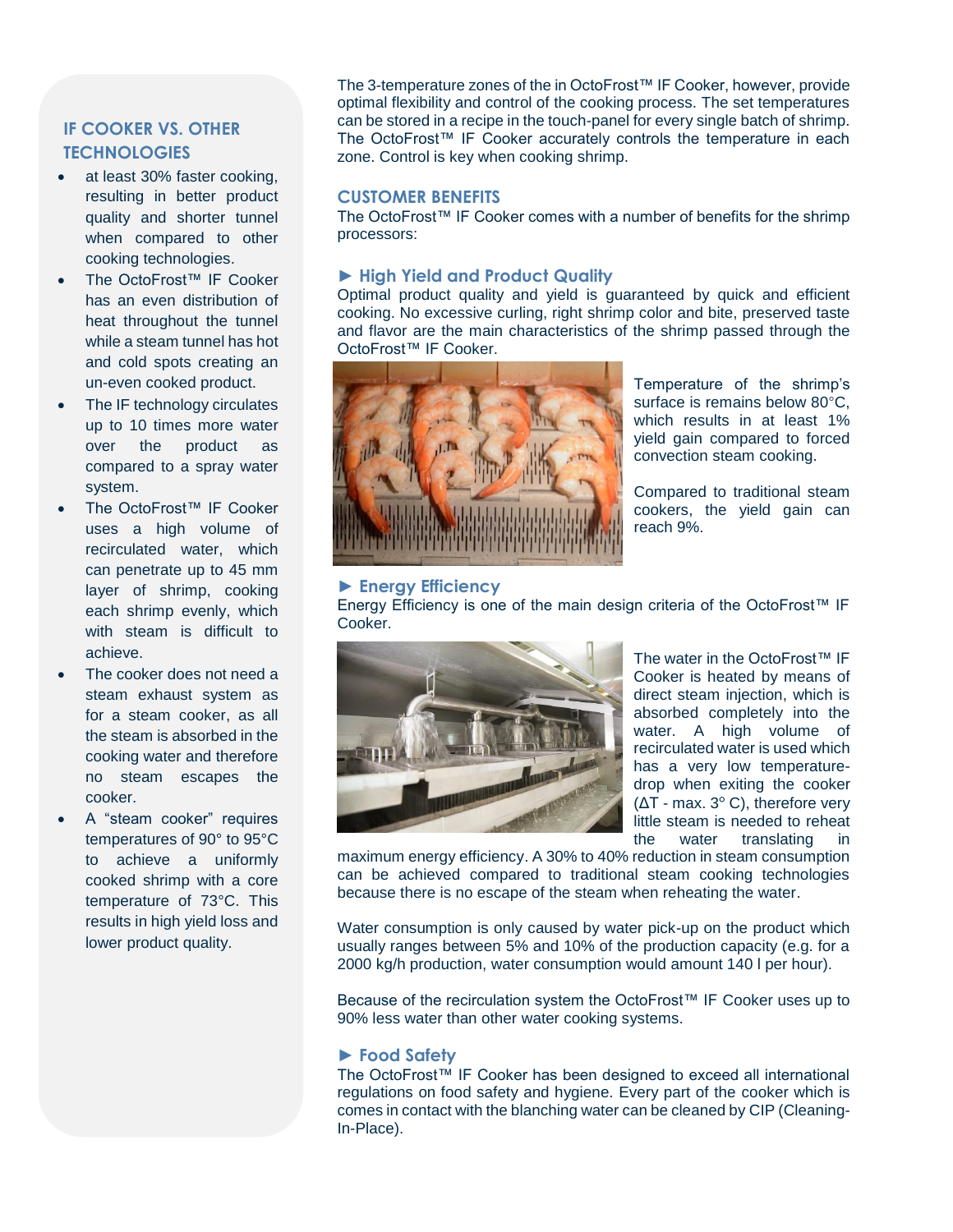## IF COOKER VS. OTHER TECHNOLOGIES

- at least 30% faster cooking, resulting in better product quality and shorter tunnel when compared to other cooking technologies.
- The OctoFrost™ IF Cooker has an even distribution of heat throughout the tunnel while a steam tunnel has hot and cold spots creating an un-even cooked product.
- The IF technology circulates up to 10 times more water over the product as compared to a spray water system.
- The OctoFrost™ IF Cooker uses a high volume of recirculated water, which can penetrate up to 45 mm layer of shrimp, cooking each shrimp evenly, which with steam is difficult to achieve.
- The cooker does not need a steam exhaust system as for a steam cooker, as all the steam is absorbed in the cooking water and therefore no steam escapes the cooker.
- A “steam cooker” requires temperatures of 90° to 95°C to achieve a uniformly cooked shrimp with a core temperature of 73°C. This results in high yield loss and lower product quality.

The 3-temperature zones of the in OctoFrost™ IF Cooker, however, provide optimal flexibility and control of the cooking process. The set temperatures can be stored in a recipe in the touch-panel for every single batch of shrimp. The OctoFrost™ IF Cooker accurately controls the temperature in each zone. Control is key when cooking shrimp.

## CUSTOMER BENEFITS

The OctoFrost™ IF Cooker comes with a number of benefits for the shrimp processors:

### ► High Yield and Product Quality

Optimal product quality and yield is guaranteed by quick and efficient cooking. No excessive curling, right shrimp color and bite, preserved taste and flavor are the main characteristics of the shrimp passed through the OctoFrost™ IF Cooker.

Temperature of the shrimp’s surface is remains below 80°C, which results in at least 1% yield gain compared to forced convection steam cooking.

Compared to traditional steam cookers, the yield gain can reach 9%.

### ► Energy Efficiency

Energy Efficiency is one of the main design criteria of the OctoFrost™ IF Cooker.

The water in the OctoFrost™ IF Cooker is heated by means of direct steam injection, which is absorbed completely into the water. A high volume of recirculated water is used which has a very low temperature-drop when exiting the cooker ($\Delta T$ - max. 3° C), therefore very little steam is needed to reheat the water translating in maximum energy efficiency. A 30% to 40% reduction in steam consumption can be achieved compared to traditional steam cooking technologies because there is no escape of the steam when reheating the water.

Water consumption is only caused by water pick-up on the product which usually ranges between 5% and 10% of the production capacity (e.g. for a 2000 kg/h production, water consumption would amount 140 l per hour).

Because of the recirculation system the OctoFrost™ IF Cooker uses up to 90% less water than other water cooking systems.

### ► Food Safety

The OctoFrost™ IF Cooker has been designed to exceed all international regulations on food safety and hygiene. Every part of the cooker which is comes in contact with the blanching water can be cleaned by CIP (Cleaning-In-Place).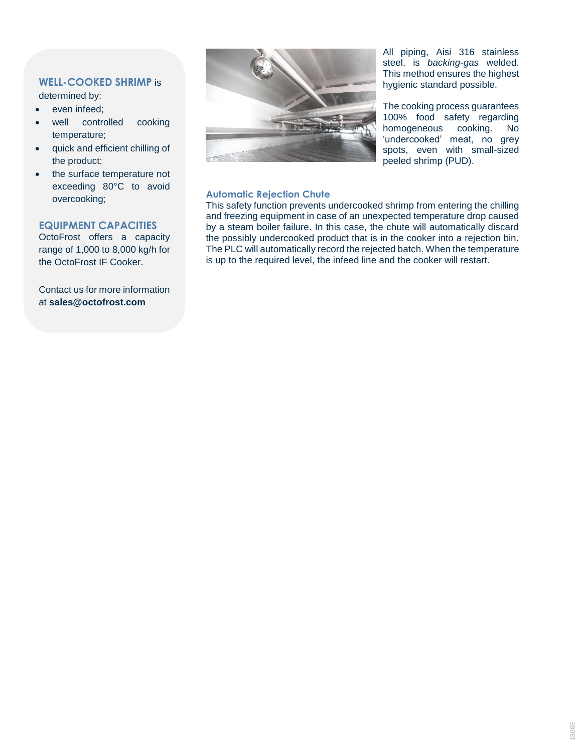**WELL-COOKED SHRIMP** is determined by:

- even infeed;
- well controlled cooking temperature;
- quick and efficient chilling of the product;
- the surface temperature not exceeding 80°C to avoid overcooking;

## EQUIPMENT CAPACITIES

OctoFrost offers a capacity range of 1,000 to 8,000 kg/h for the OctoFrost IF Cooker.

Contact us for more information at **sales@octofrost.com**

All piping, Aisi 316 stainless steel, is *backing-gas* welded. This method ensures the highest hygienic standard possible.

The cooking process guarantees 100% food safety regarding homogeneous cooking. No 'undercooked' meat, no grey spots, even with small-sized peeled shrimp (PUD).

### Automatic Rejection Chute

This safety function prevents undercooked shrimp from entering the chilling and freezing equipment in case of an unexpected temperature drop caused by a steam boiler failure. In this case, the chute will automatically discard the possibly undercooked product that is in the cooker into a rejection bin. The PLC will automatically record the rejected batch. When the temperature is up to the required level, the infeed line and the cooker will restart.